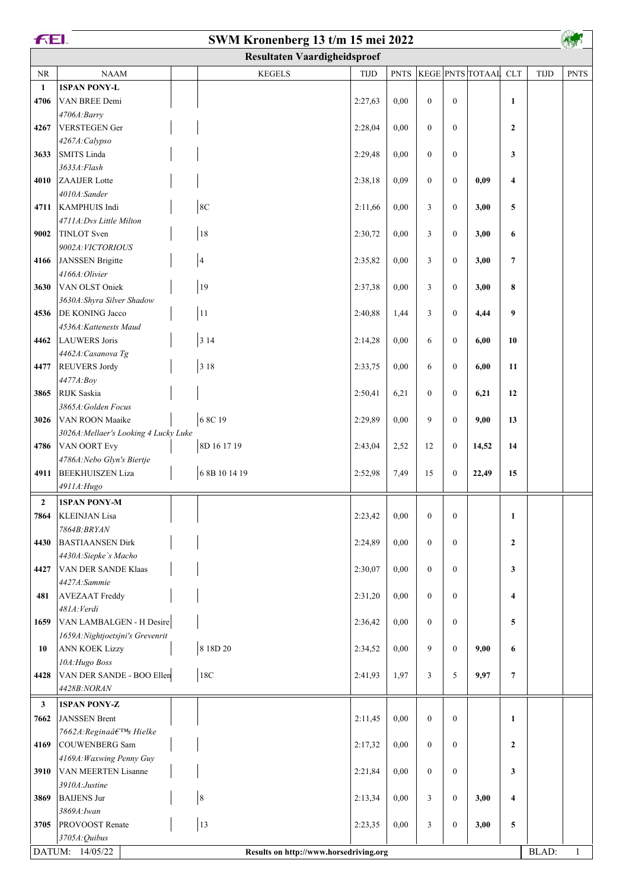# SWM Kronenberg 13 t/m 15 mei 2022

## Resultaten Vaardigheidsproef

| NR | NAAM | KEGELS | TIJD | PNTS | KEGE | PNTS | TOTAAL | CLT | TIJD | PNTS |
|---|---|---|---|---|---|---|---|---|---|---|
| **1** | **1SPAN PONY-L** | | | | | | | | | |
| **4706** | VAN BREE Demi<br>*4706A:Barry* | | 2:27,63 | 0,00 | 0 | 0 | | **1** | | |
| **4267** | VERSTEGEN Ger<br>*4267A:Calypso* | | 2:28,04 | 0,00 | 0 | 0 | | **2** | | |
| **3633** | SMITS Linda<br>*3633A:Flash* | | 2:29,48 | 0,00 | 0 | 0 | | **3** | | |
| **4010** | ZAAIJER Lotte<br>*4010A:Sander* | | 2:38,18 | 0,09 | 0 | 0 | **0,09** | **4** | | |
| **4711** | KAMPHUIS Indi<br>*4711A:Dvs Little Milton* | 8C | 2:11,66 | 0,00 | 3 | 0 | **3,00** | **5** | | |
| **9002** | TINLOT Sven<br>*9002A:VICTORIOUS* | 18 | 2:30,72 | 0,00 | 3 | 0 | **3,00** | **6** | | |
| **4166** | JANSSEN Brigitte<br>*4166A:Olivier* | 4 | 2:35,82 | 0,00 | 3 | 0 | **3,00** | **7** | | |
| **3630** | VAN OLST Oniek<br>*3630A:Shyra Silver Shadow* | 19 | 2:37,38 | 0,00 | 3 | 0 | **3,00** | **8** | | |
| **4536** | DE KONING Jacco<br>*4536A:Kattenests Maud* | 11 | 2:40,88 | 1,44 | 3 | 0 | **4,44** | **9** | | |
| **4462** | LAUWERS Joris<br>*4462A:Casanova Tg* | 3 14 | 2:14,28 | 0,00 | 6 | 0 | **6,00** | **10** | | |
| **4477** | REUVERS Jordy<br>*4477A:Boy* | 3 18 | 2:33,75 | 0,00 | 6 | 0 | **6,00** | **11** | | |
| **3865** | RIJK Saskia<br>*3865A:Golden Focus* | | 2:50,41 | 6,21 | 0 | 0 | **6,21** | **12** | | |
| **3026** | VAN ROON Maaike<br>*3026A:Mellaer's Looking 4 Lucky Luke* | 6 8C 19 | 2:29,89 | 0,00 | 9 | 0 | **9,00** | **13** | | |
| **4786** | VAN OORT Evy<br>*4786A:Nebo Glyn's Biertje* | 8D 16 17 19 | 2:43,04 | 2,52 | 12 | 0 | **14,52** | **14** | | |
| **4911** | BEEKHUISZEN Liza<br>*4911A:Hugo* | 6 8B 10 14 19 | 2:52,98 | 7,49 | 15 | 0 | **22,49** | **15** | | |
| **2** | **1SPAN PONY-M** | | | | | | | | | |
| **7864** | KLEINJAN Lisa<br>*7864B:BRYAN* | | 2:23,42 | 0,00 | 0 | 0 | | **1** | | |
| **4430** | BASTIAANSEN Dirk<br>*4430A:Siepke`s Macho* | | 2:24,89 | 0,00 | 0 | 0 | | **2** | | |
| **4427** | VAN DER SANDE Klaas<br>*4427A:Sammie* | | 2:30,07 | 0,00 | 0 | 0 | | **3** | | |
| **481** | AVEZAAT Freddy<br>*481A:Verdi* | | 2:31,20 | 0,00 | 0 | 0 | | **4** | | |
| **1659** | VAN LAMBALGEN - H Desire<br>*1659A:Nightjoetsjni's Grevenrit* | | 2:36,42 | 0,00 | 0 | 0 | | **5** | | |
| **10** | ANN KOEK Lizzy<br>*10A:Hugo Boss* | 8 18D 20 | 2:34,52 | 0,00 | 9 | 0 | **9,00** | **6** | | |
| **4428** | VAN DER SANDE - BOO Ellen<br>*4428B:NORAN* | 18C | 2:41,93 | 1,97 | 3 | 5 | **9,97** | **7** | | |
| **3** | **1SPAN PONY-Z** | | | | | | | | | |
| **7662** | JANSSEN Brent<br>*7662A:Reginaâ€™s Hielke* | | 2:11,45 | 0,00 | 0 | 0 | | **1** | | |
| **4169** | COUWENBERG Sam<br>*4169A:Waxwing Penny Guy* | | 2:17,32 | 0,00 | 0 | 0 | | **2** | | |
| **3910** | VAN MEERTEN Lisanne<br>*3910A:Justine* | | 2:21,84 | 0,00 | 0 | 0 | | **3** | | |
| **3869** | BAIJENS Jur<br>*3869A:Iwan* | 8 | 2:13,34 | 0,00 | 3 | 0 | **3,00** | **4** | | |
| **3705** | PROVOOST Renate<br>*3705A:Quibus* | 13 | 2:23,35 | 0,00 | 3 | 0 | **3,00** | **5** | | |

DATUM: 14/05/22 | **Results on http://www.horsedriving.org** | BLAD: 1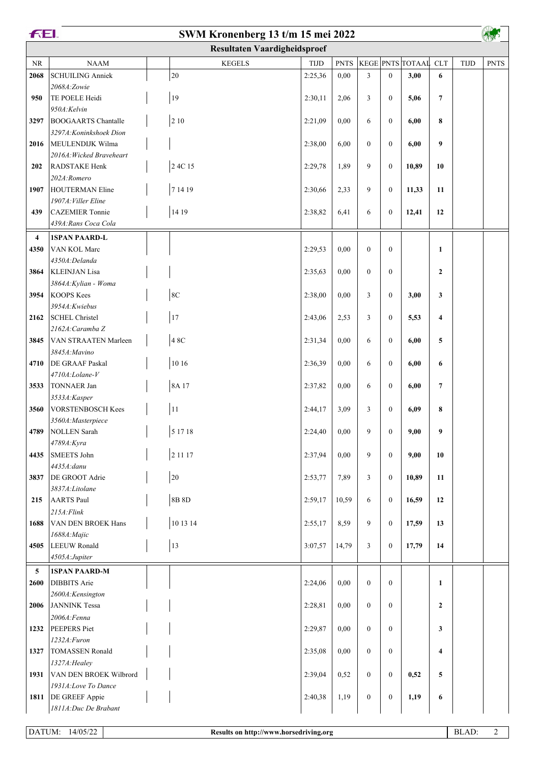# SWM Kronenberg 13 t/m 15 mei 2022

## Resultaten Vaardigheidsproef

| NR | NAAM | KEGELS | TIJD | PNTS | KEGE | PNTS | TOTAAL | CLT | TIJD | PNTS |
|---|---|---|---|---|---|---|---|---|---|---|
| 2068 | SCHUILING Anniek<br>*2068A:Zowie* | 20 | 2:25,36 | 0,00 | 3 | 0 | **3,00** | **6** | | |
| 950 | TE POELE Heidi<br>*950A:Kelvin* | 19 | 2:30,11 | 2,06 | 3 | 0 | **5,06** | **7** | | |
| 3297 | BOOGAARTS Chantalle<br>*3297A:Koninkshoek Dion* | 2 10 | 2:21,09 | 0,00 | 6 | 0 | **6,00** | **8** | | |
| 2016 | MEULENDIJK Wilma<br>*2016A:Wicked Braveheart* | | 2:38,00 | 6,00 | 0 | 0 | **6,00** | **9** | | |
| 202 | RADSTAKE Henk<br>*202A:Romero* | 2 4C 15 | 2:29,78 | 1,89 | 9 | 0 | **10,89** | **10** | | |
| 1907 | HOUTERMAN Eline<br>*1907A:Viller Eline* | 7 14 19 | 2:30,66 | 2,33 | 9 | 0 | **11,33** | **11** | | |
| 439 | CAZEMIER Tonnie<br>*439A:Rans Coca Cola* | 14 19 | 2:38,82 | 6,41 | 6 | 0 | **12,41** | **12** | | |
| **4** | **1SPAN PAARD-L** | | | | | | | | | |
| 4350 | VAN KOL Marc<br>*4350A:Delanda* | | 2:29,53 | 0,00 | 0 | 0 | | **1** | | |
| 3864 | KLEINJAN Lisa<br>*3864A:Kylian - Woma* | | 2:35,63 | 0,00 | 0 | 0 | | **2** | | |
| 3954 | KOOPS Kees<br>*3954A:Kwiebus* | 8C | 2:38,00 | 0,00 | 3 | 0 | **3,00** | **3** | | |
| 2162 | SCHEL Christel<br>*2162A:Caramba Z* | 17 | 2:43,06 | 2,53 | 3 | 0 | **5,53** | **4** | | |
| 3845 | VAN STRAATEN Marleen<br>*3845A:Mavino* | 4 8C | 2:31,34 | 0,00 | 6 | 0 | **6,00** | **5** | | |
| 4710 | DE GRAAF Paskal<br>*4710A:Lolane-V* | 10 16 | 2:36,39 | 0,00 | 6 | 0 | **6,00** | **6** | | |
| 3533 | TONNAER Jan<br>*3533A:Kasper* | 8A 17 | 2:37,82 | 0,00 | 6 | 0 | **6,00** | **7** | | |
| 3560 | VORSTENBOSCH Kees<br>*3560A:Masterpiece* | 11 | 2:44,17 | 3,09 | 3 | 0 | **6,09** | **8** | | |
| 4789 | NOLLEN Sarah<br>*4789A:Kyra* | 5 17 18 | 2:24,40 | 0,00 | 9 | 0 | **9,00** | **9** | | |
| 4435 | SMEETS John<br>*4435A:danu* | 2 11 17 | 2:37,94 | 0,00 | 9 | 0 | **9,00** | **10** | | |
| 3837 | DE GROOT Adrie<br>*3837A:Litolane* | 20 | 2:53,77 | 7,89 | 3 | 0 | **10,89** | **11** | | |
| 215 | AARTS Paul<br>*215A:Flink* | 8B 8D | 2:59,17 | 10,59 | 6 | 0 | **16,59** | **12** | | |
| 1688 | VAN DEN BROEK Hans<br>*1688A:Majic* | 10 13 14 | 2:55,17 | 8,59 | 9 | 0 | **17,59** | **13** | | |
| 4505 | LEEUW Ronald<br>*4505A:Jupiter* | 13 | 3:07,57 | 14,79 | 3 | 0 | **17,79** | **14** | | |
| **5** | **1SPAN PAARD-M** | | | | | | | | | |
| 2600 | DIBBITS Arie<br>*2600A:Kensington* | | 2:24,06 | 0,00 | 0 | 0 | | **1** | | |
| 2006 | JANNINK Tessa<br>*2006A:Fenna* | | 2:28,81 | 0,00 | 0 | 0 | | **2** | | |
| 1232 | PEEPERS Piet<br>*1232A:Furon* | | 2:29,87 | 0,00 | 0 | 0 | | **3** | | |
| 1327 | TOMASSEN Ronald<br>*1327A:Healey* | | 2:35,08 | 0,00 | 0 | 0 | | **4** | | |
| 1931 | VAN DEN BROEK Wilbrord<br>*1931A:Love To Dance* | | 2:39,04 | 0,52 | 0 | 0 | **0,52** | **5** | | |
| 1811 | DE GREEF Appie<br>*1811A:Duc De Brabant* | | 2:40,38 | 1,19 | 0 | 0 | **1,19** | **6** | | |

DATUM: 14/05/22 — Results on http://www.horsedriving.org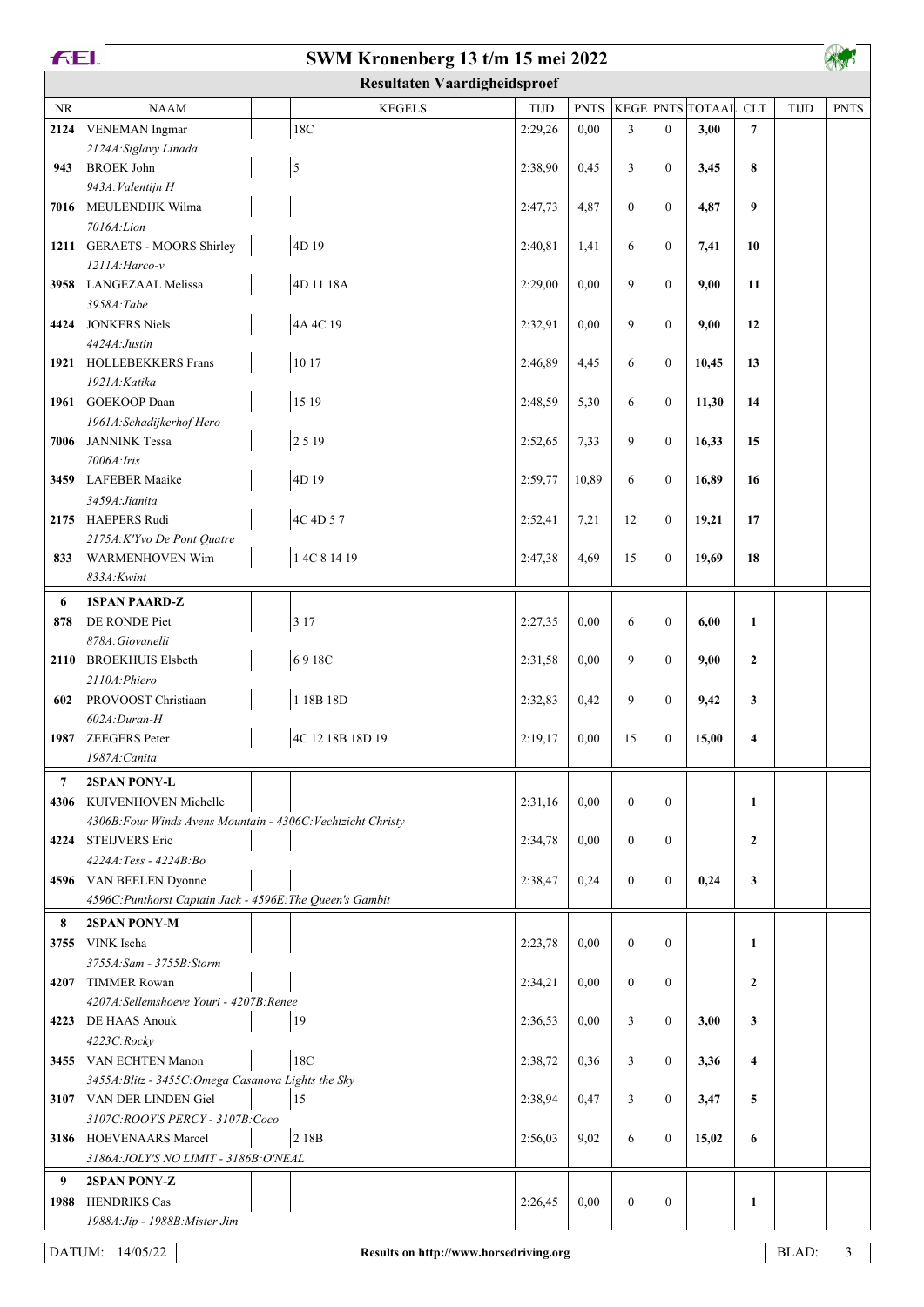# SWM Kronenberg 13 t/m 15 mei 2022

## Resultaten Vaardigheidsproef

| NR | NAAM | KEGELS | TIJD | PNTS | KEGE | PNTS | TOTAAL | CLT | TIJD | PNTS |
|---|---|---|---|---|---|---|---|---|---|---|
| 2124 | VENEMAN Ingmar | 18C | 2:29,26 | 0,00 | 3 | 0 | 3,00 | 7 | | |
| | *2124A:Siglavy Linada* | | | | | | | | | |
| 943 | BROEK John | 5 | 2:38,90 | 0,45 | 3 | 0 | 3,45 | 8 | | |
| | *943A:Valentijn H* | | | | | | | | | |
| 7016 | MEULENDIJK Wilma | | 2:47,73 | 4,87 | 0 | 0 | 4,87 | 9 | | |
| | *7016A:Lion* | | | | | | | | | |
| 1211 | GERAETS - MOORS Shirley | 4D 19 | 2:40,81 | 1,41 | 6 | 0 | 7,41 | 10 | | |
| | *1211A:Harco-v* | | | | | | | | | |
| 3958 | LANGEZAAL Melissa | 4D 11 18A | 2:29,00 | 0,00 | 9 | 0 | 9,00 | 11 | | |
| | *3958A:Tabe* | | | | | | | | | |
| 4424 | JONKERS Niels | 4A 4C 19 | 2:32,91 | 0,00 | 9 | 0 | 9,00 | 12 | | |
| | *4424A:Justin* | | | | | | | | | |
| 1921 | HOLLEBEKKERS Frans | 10 17 | 2:46,89 | 4,45 | 6 | 0 | 10,45 | 13 | | |
| | *1921A:Katika* | | | | | | | | | |
| 1961 | GOEKOOP Daan | 15 19 | 2:48,59 | 5,30 | 6 | 0 | 11,30 | 14 | | |
| | *1961A:Schadijkerhof Hero* | | | | | | | | | |
| 7006 | JANNINK Tessa | 2 5 19 | 2:52,65 | 7,33 | 9 | 0 | 16,33 | 15 | | |
| | *7006A:Iris* | | | | | | | | | |
| 3459 | LAFEBER Maaike | 4D 19 | 2:59,77 | 10,89 | 6 | 0 | 16,89 | 16 | | |
| | *3459A:Jianita* | | | | | | | | | |
| 2175 | HAEPERS Rudi | 4C 4D 5 7 | 2:52,41 | 7,21 | 12 | 0 | 19,21 | 17 | | |
| | *2175A:K'Yvo De Pont Quatre* | | | | | | | | | |
| 833 | WARMENHOVEN Wim | 1 4C 8 14 19 | 2:47,38 | 4,69 | 15 | 0 | 19,69 | 18 | | |
| | *833A:Kwint* | | | | | | | | | |
| **6** | **1SPAN PAARD-Z** | | | | | | | | | |
| 878 | DE RONDE Piet | 3 17 | 2:27,35 | 0,00 | 6 | 0 | 6,00 | 1 | | |
| | *878A:Giovanelli* | | | | | | | | | |
| 2110 | BROEKHUIS Elsbeth | 6 9 18C | 2:31,58 | 0,00 | 9 | 0 | 9,00 | 2 | | |
| | *2110A:Phiero* | | | | | | | | | |
| 602 | PROVOOST Christiaan | 1 18B 18D | 2:32,83 | 0,42 | 9 | 0 | 9,42 | 3 | | |
| | *602A:Duran-H* | | | | | | | | | |
| 1987 | ZEEGERS Peter | 4C 12 18B 18D 19 | 2:19,17 | 0,00 | 15 | 0 | 15,00 | 4 | | |
| | *1987A:Canita* | | | | | | | | | |
| **7** | **2SPAN PONY-L** | | | | | | | | | |
| 4306 | KUIVENHOVEN Michelle | | 2:31,16 | 0,00 | 0 | 0 | | 1 | | |
| | *4306B:Four Winds Avens Mountain - 4306C:Vechtzicht Christy* | | | | | | | | | |
| 4224 | STEIJVERS Eric | | 2:34,78 | 0,00 | 0 | 0 | | 2 | | |
| | *4224A:Tess - 4224B:Bo* | | | | | | | | | |
| 4596 | VAN BEELEN Dyonne | | 2:38,47 | 0,24 | 0 | 0 | 0,24 | 3 | | |
| | *4596C:Punthorst Captain Jack - 4596E:The Queen's Gambit* | | | | | | | | | |
| **8** | **2SPAN PONY-M** | | | | | | | | | |
| 3755 | VINK Ischa | | 2:23,78 | 0,00 | 0 | 0 | | 1 | | |
| | *3755A:Sam - 3755B:Storm* | | | | | | | | | |
| 4207 | TIMMER Rowan | | 2:34,21 | 0,00 | 0 | 0 | | 2 | | |
| | *4207A:Sellemshoeve Youri - 4207B:Renee* | | | | | | | | | |
| 4223 | DE HAAS Anouk | 19 | 2:36,53 | 0,00 | 3 | 0 | 3,00 | 3 | | |
| | *4223C:Rocky* | | | | | | | | | |
| 3455 | VAN ECHTEN Manon | 18C | 2:38,72 | 0,36 | 3 | 0 | 3,36 | 4 | | |
| | *3455A:Blitz - 3455C:Omega Casanova Lights the Sky* | | | | | | | | | |
| 3107 | VAN DER LINDEN Giel | 15 | 2:38,94 | 0,47 | 3 | 0 | 3,47 | 5 | | |
| | *3107C:ROOY'S PERCY - 3107B:Coco* | | | | | | | | | |
| 3186 | HOEVENAARS Marcel | 2 18B | 2:56,03 | 9,02 | 6 | 0 | 15,02 | 6 | | |
| | *3186A:JOLY'S NO LIMIT - 3186B:O'NEAL* | | | | | | | | | |
| **9** | **2SPAN PONY-Z** | | | | | | | | | |
| 1988 | HENDRIKS Cas | | 2:26,45 | 0,00 | 0 | 0 | | 1 | | |
| | *1988A:Jip - 1988B:Mister Jim* | | | | | | | | | |

DATUM: 14/05/22 — Results on http://www.horsedriving.org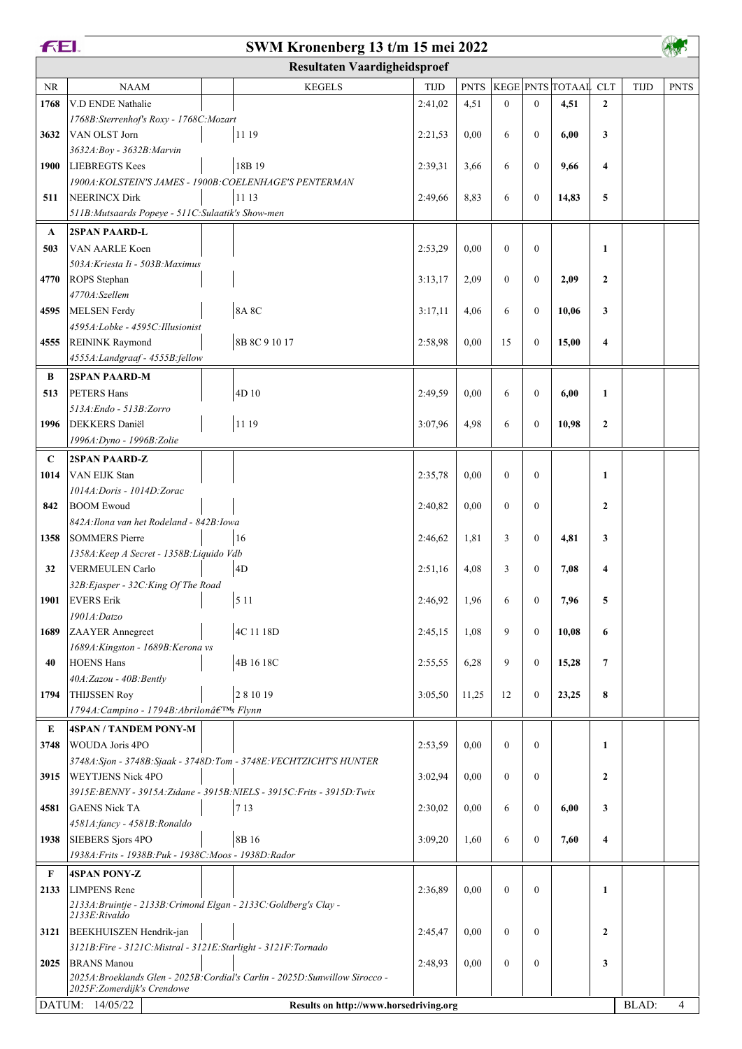# SWM Kronenberg 13 t/m 15 mei 2022

## Resultaten Vaardigheidsproef

| NR | NAAM | KEGELS | TIJD | PNTS | KEGE | PNTS | TOTAAL | CLT | TIJD | PNTS |
|---|---|---|---|---|---|---|---|---|---|---|
| **1768** | V.D ENDE Nathalie | | 2:41,02 | 4,51 | 0 | 0 | **4,51** | **2** | | |
| | *1768B:Sterrenhof's Roxy - 1768C:Mozart* | | | | | | | | | |
| **3632** | VAN OLST Jorn | 11 19 | 2:21,53 | 0,00 | 6 | 0 | **6,00** | **3** | | |
| | *3632A:Boy - 3632B:Marvin* | | | | | | | | | |
| **1900** | LIEBREGTS Kees | 18B 19 | 2:39,31 | 3,66 | 6 | 0 | **9,66** | **4** | | |
| | *1900A:KOLSTEIN'S JAMES - 1900B:COELENHAGE'S PENTERMAN* | | | | | | | | | |
| **511** | NEERINCX Dirk | 11 13 | 2:49,66 | 8,83 | 6 | 0 | **14,83** | **5** | | |
| | *511B:Mutsaards Popeye - 511C:Sulaatik's Show-men* | | | | | | | | | |
| **A** | **2SPAN PAARD-L** | | | | | | | | | |
| **503** | VAN AARLE Koen | | 2:53,29 | 0,00 | 0 | 0 | | **1** | | |
| | *503A:Kriesta Ii - 503B:Maximus* | | | | | | | | | |
| **4770** | ROPS Stephan | | 3:13,17 | 2,09 | 0 | 0 | **2,09** | **2** | | |
| | *4770A:Szellem* | | | | | | | | | |
| **4595** | MELSEN Ferdy | 8A 8C | 3:17,11 | 4,06 | 6 | 0 | **10,06** | **3** | | |
| | *4595A:Lobke - 4595C:Illusionist* | | | | | | | | | |
| **4555** | REININK Raymond | 8B 8C 9 10 17 | 2:58,98 | 0,00 | 15 | 0 | **15,00** | **4** | | |
| | *4555A:Landgraaf - 4555B:fellow* | | | | | | | | | |
| **B** | **2SPAN PAARD-M** | | | | | | | | | |
| **513** | PETERS Hans | 4D 10 | 2:49,59 | 0,00 | 6 | 0 | **6,00** | **1** | | |
| | *513A:Endo - 513B:Zorro* | | | | | | | | | |
| **1996** | DEKKERS Daniël | 11 19 | 3:07,96 | 4,98 | 6 | 0 | **10,98** | **2** | | |
| | *1996A:Dyno - 1996B:Zolie* | | | | | | | | | |
| **C** | **2SPAN PAARD-Z** | | | | | | | | | |
| **1014** | VAN EIJK Stan | | 2:35,78 | 0,00 | 0 | 0 | | **1** | | |
| | *1014A:Doris - 1014D:Zorac* | | | | | | | | | |
| **842** | BOOM Ewoud | | 2:40,82 | 0,00 | 0 | 0 | | **2** | | |
| | *842A:Ilona van het Rodeland - 842B:Iowa* | | | | | | | | | |
| **1358** | SOMMERS Pierre | 16 | 2:46,62 | 1,81 | 3 | 0 | **4,81** | **3** | | |
| | *1358A:Keep A Secret - 1358B:Liquido Vdb* | | | | | | | | | |
| **32** | VERMEULEN Carlo | 4D | 2:51,16 | 4,08 | 3 | 0 | **7,08** | **4** | | |
| | *32B:Ejasper - 32C:King Of The Road* | | | | | | | | | |
| **1901** | EVERS Erik | 5 11 | 2:46,92 | 1,96 | 6 | 0 | **7,96** | **5** | | |
| | *1901A:Datzo* | | | | | | | | | |
| **1689** | ZAAYER Annegreet | 4C 11 18D | 2:45,15 | 1,08 | 9 | 0 | **10,08** | **6** | | |
| | *1689A:Kingston - 1689B:Kerona vs* | | | | | | | | | |
| **40** | HOENS Hans | 4B 16 18C | 2:55,55 | 6,28 | 9 | 0 | **15,28** | **7** | | |
| | *40A:Zazou - 40B:Bently* | | | | | | | | | |
| **1794** | THIJSSEN Roy | 2 8 10 19 | 3:05,50 | 11,25 | 12 | 0 | **23,25** | **8** | | |
| | *1794A:Campino - 1794B:Abrilonâ€™s Flynn* | | | | | | | | | |
| **E** | **4SPAN / TANDEM PONY-M** | | | | | | | | | |
| **3748** | WOUDA Joris 4PO | | 2:53,59 | 0,00 | 0 | 0 | | **1** | | |
| | *3748A:Sjon - 3748B:Sjaak - 3748D:Tom - 3748E:VECHTZICHT'S HUNTER* | | | | | | | | | |
| **3915** | WEYTJENS Nick 4PO | | 3:02,94 | 0,00 | 0 | 0 | | **2** | | |
| | *3915E:BENNY - 3915A:Zidane - 3915B:NIELS - 3915C:Frits - 3915D:Twix* | | | | | | | | | |
| **4581** | GAENS Nick TA | 7 13 | 2:30,02 | 0,00 | 6 | 0 | **6,00** | **3** | | |
| | *4581A:fancy - 4581B:Ronaldo* | | | | | | | | | |
| **1938** | SIEBERS Sjors 4PO | 8B 16 | 3:09,20 | 1,60 | 6 | 0 | **7,60** | **4** | | |
| | *1938A:Frits - 1938B:Puk - 1938C:Moos - 1938D:Rador* | | | | | | | | | |
| **F** | **4SPAN PONY-Z** | | | | | | | | | |
| **2133** | LIMPENS Rene | | 2:36,89 | 0,00 | 0 | 0 | | **1** | | |
| | *2133A:Bruintje - 2133B:Crimond Elgan - 2133C:Goldberg's Clay - 2133E:Rivaldo* | | | | | | | | | |
| **3121** | BEEKHUISZEN Hendrik-jan | | 2:45,47 | 0,00 | 0 | 0 | | **2** | | |
| | *3121B:Fire - 3121C:Mistral - 3121E:Starlight - 3121F:Tornado* | | | | | | | | | |
| **2025** | BRANS Manou | | 2:48,93 | 0,00 | 0 | 0 | | **3** | | |
| | *2025A:Broeklands Glen - 2025B:Cordial's Carlin - 2025D:Sunwillow Sirocco - 2025F:Zomerdijk's Crendowe* | | | | | | | | | |

DATUM: 14/05/22 — **Results on http://www.horsedriving.org**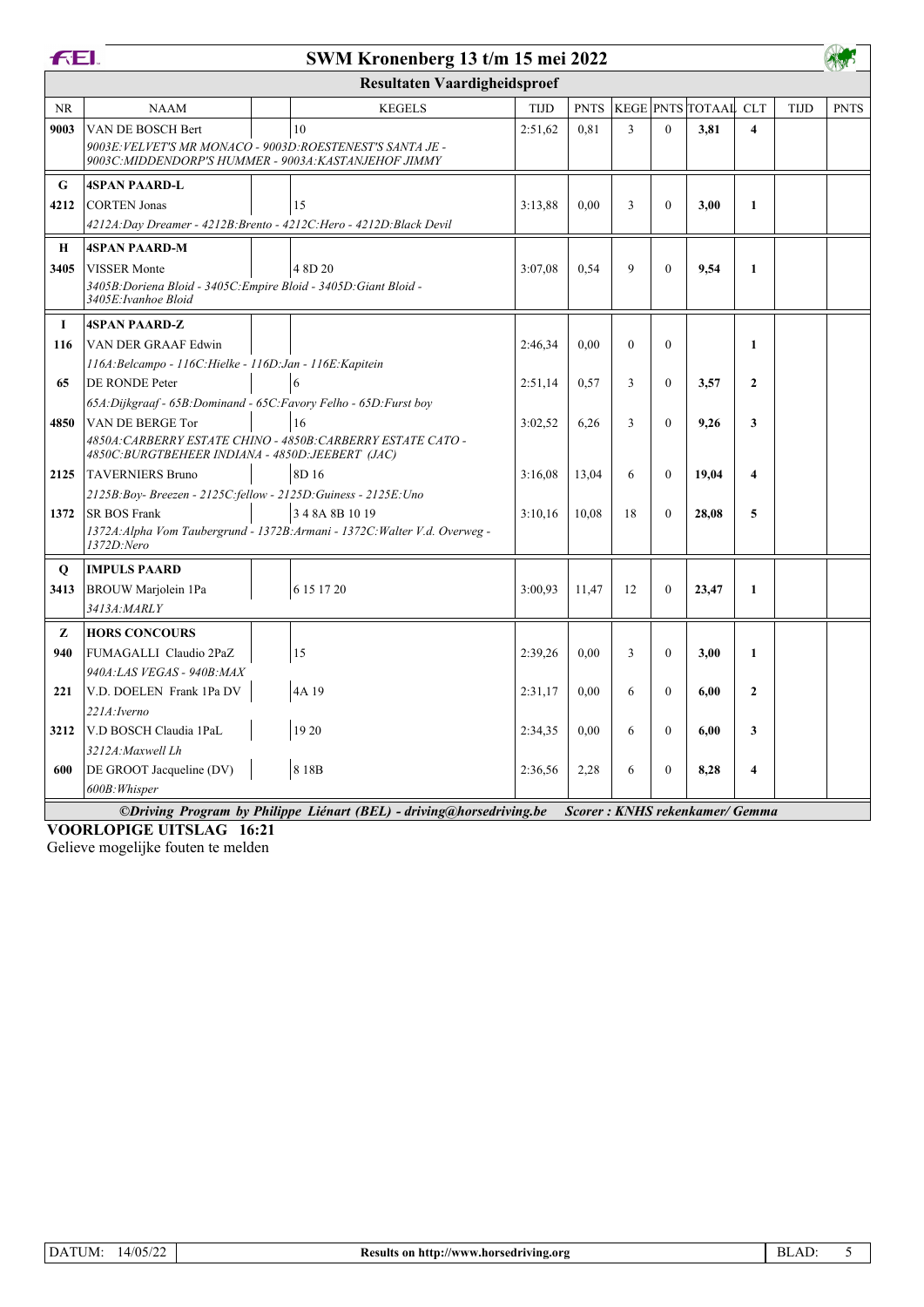# SWM Kronenberg 13 t/m 15 mei 2022

## Resultaten Vaardigheidsproef

| NR | NAAM | | KEGELS | TIJD | PNTS | KEGE | PNTS | TOTAAL | CLT | TIJD | PNTS |
|---|---|---|---|---|---|---|---|---|---|---|---|
| 9003 | VAN DE BOSCH Bert | | 10 | 2:51,62 | 0,81 | 3 | 0 | 3,81 | 4 | | |
| | *9003E:VELVET'S MR MONACO - 9003D:ROESTENEST'S SANTA JE - 9003C:MIDDENDORP'S HUMMER - 9003A:KASTANJEHOF JIMMY* | | | | | | | | | | |
| **G** | **4SPAN PAARD-L** | | | | | | | | | | |
| 4212 | CORTEN Jonas | | 15 | 3:13,88 | 0,00 | 3 | 0 | 3,00 | 1 | | |
| | *4212A:Day Dreamer - 4212B:Brento - 4212C:Hero - 4212D:Black Devil* | | | | | | | | | | |
| **H** | **4SPAN PAARD-M** | | | | | | | | | | |
| 3405 | VISSER Monte | | 4 8D 20 | 3:07,08 | 0,54 | 9 | 0 | 9,54 | 1 | | |
| | *3405B:Doriena Bloid - 3405C:Empire Bloid - 3405D:Giant Bloid - 3405E:Ivanhoe Bloid* | | | | | | | | | | |
| **I** | **4SPAN PAARD-Z** | | | | | | | | | | |
| 116 | VAN DER GRAAF Edwin | | | 2:46,34 | 0,00 | 0 | 0 | | 1 | | |
| | *116A:Belcampo - 116C:Hielke - 116D:Jan - 116E:Kapitein* | | | | | | | | | | |
| 65 | DE RONDE Peter | | 6 | 2:51,14 | 0,57 | 3 | 0 | 3,57 | 2 | | |
| | *65A:Dijkgraaf - 65B:Dominand - 65C:Favory Felho - 65D:Furst boy* | | | | | | | | | | |
| 4850 | VAN DE BERGE Tor | | 16 | 3:02,52 | 6,26 | 3 | 0 | 9,26 | 3 | | |
| | *4850A:CARBERRY ESTATE CHINO - 4850B:CARBERRY ESTATE CATO - 4850C:BURGTBEHEER INDIANA - 4850D:JEEBERT (JAC)* | | | | | | | | | | |
| 2125 | TAVERNIERS Bruno | | 8D 16 | 3:16,08 | 13,04 | 6 | 0 | 19,04 | 4 | | |
| | *2125B:Boy- Breezen - 2125C:fellow - 2125D:Guiness - 2125E:Uno* | | | | | | | | | | |
| 1372 | SR BOS Frank | | 3 4 8A 8B 10 19 | 3:10,16 | 10,08 | 18 | 0 | 28,08 | 5 | | |
| | *1372A:Alpha Vom Taubergrund - 1372B:Armani - 1372C:Walter V.d. Overweg - 1372D:Nero* | | | | | | | | | | |
| **Q** | **IMPULS PAARD** | | | | | | | | | | |
| 3413 | BROUW Marjolein 1Pa | | 6 15 17 20 | 3:00,93 | 11,47 | 12 | 0 | 23,47 | 1 | | |
| | *3413A:MARLY* | | | | | | | | | | |
| **Z** | **HORS CONCOURS** | | | | | | | | | | |
| 940 | FUMAGALLI Claudio 2PaZ | | 15 | 2:39,26 | 0,00 | 3 | 0 | 3,00 | 1 | | |
| | *940A:LAS VEGAS - 940B:MAX* | | | | | | | | | | |
| 221 | V.D. DOELEN Frank 1Pa DV | | 4A 19 | 2:31,17 | 0,00 | 6 | 0 | 6,00 | 2 | | |
| | *221A:Iverno* | | | | | | | | | | |
| 3212 | V.D BOSCH Claudia 1PaL | | 19 20 | 2:34,35 | 0,00 | 6 | 0 | 6,00 | 3 | | |
| | *3212A:Maxwell Lh* | | | | | | | | | | |
| 600 | DE GROOT Jacqueline (DV) | | 8 18B | 2:36,56 | 2,28 | 6 | 0 | 8,28 | 4 | | |
| | *600B:Whisper* | | | | | | | | | | |

*©Driving Program by Philippe Liénart (BEL) - driving@horsedriving.be    Scorer : KNHS rekenkamer/ Gemma*

**VOORLOPIGE UITSLAG 16:21**

Gelieve mogelijke fouten te melden

DATUM: 14/05/22 | Results on http://www.horsedriving.org